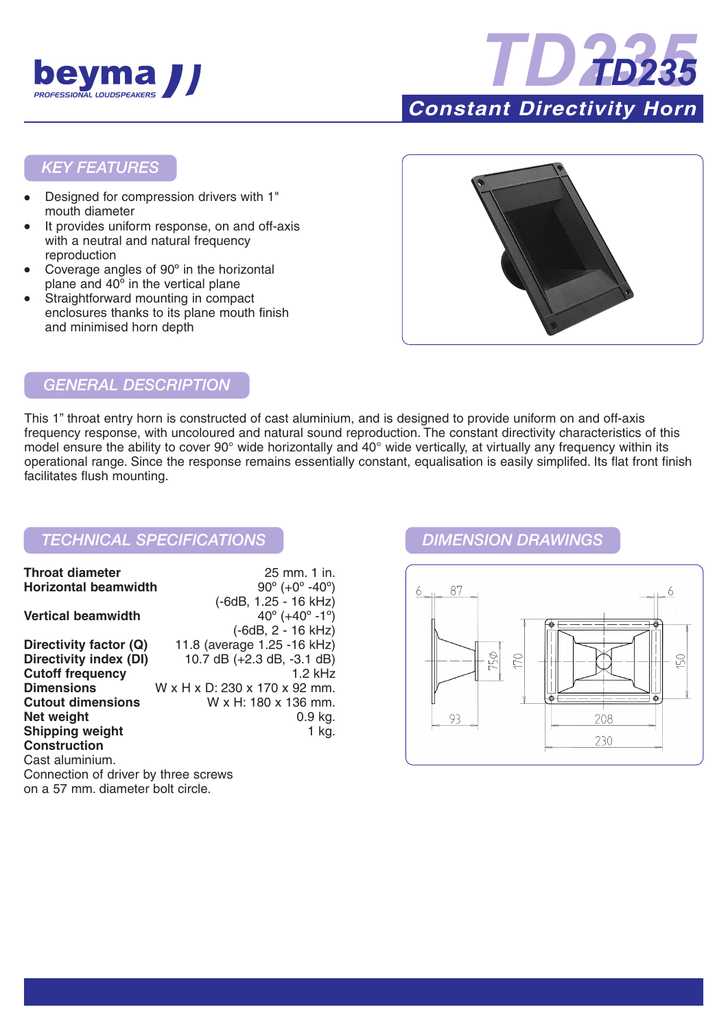# beyma
PROFESSIONAL LOUDSPEAKERS

# TD235

## Constant Directivity Horn

## KEY FEATURES

- Designed for compression drivers with 1" mouth diameter
- It provides uniform response, on and off-axis with a neutral and natural frequency reproduction
- Coverage angles of 90º in the horizontal plane and 40º in the vertical plane
- Straightforward mounting in compact enclosures thanks to its plane mouth finish and minimised horn depth

## GENERAL DESCRIPTION

This 1" throat entry horn is constructed of cast aluminium, and is designed to provide uniform on and off-axis frequency response, with uncoloured and natural sound reproduction. The constant directivity characteristics of this model ensure the ability to cover 90° wide horizontally and 40° wide vertically, at virtually any frequency within its operational range. Since the response remains essentially constant, equalisation is easily simplifed. Its flat front finish facilitates flush mounting.

## TECHNICAL SPECIFICATIONS

| | |
|---|---|
| **Throat diameter** | 25 mm. 1 in. |
| **Horizontal beamwidth** | 90º (+0º -40º) (-6dB, 1.25 - 16 kHz) |
| **Vertical beamwidth** | 40º (+40º -1º) (-6dB, 2 - 16 kHz) |
| **Directivity factor (Q)** | 11.8 (average 1.25 -16 kHz) |
| **Directivity index (DI)** | 10.7 dB (+2.3 dB, -3.1 dB) |
| **Cutoff frequency** | 1.2 kHz |
| **Dimensions** | W x H x D: 230 x 170 x 92 mm. |
| **Cutout dimensions** | W x H: 180 x 136 mm. |
| **Net weight** | 0.9 kg. |
| **Shipping weight** | 1 kg. |

**Construction**

Cast aluminium.

Connection of driver by three screws on a 57 mm. diameter bolt circle.

## DIMENSION DRAWINGS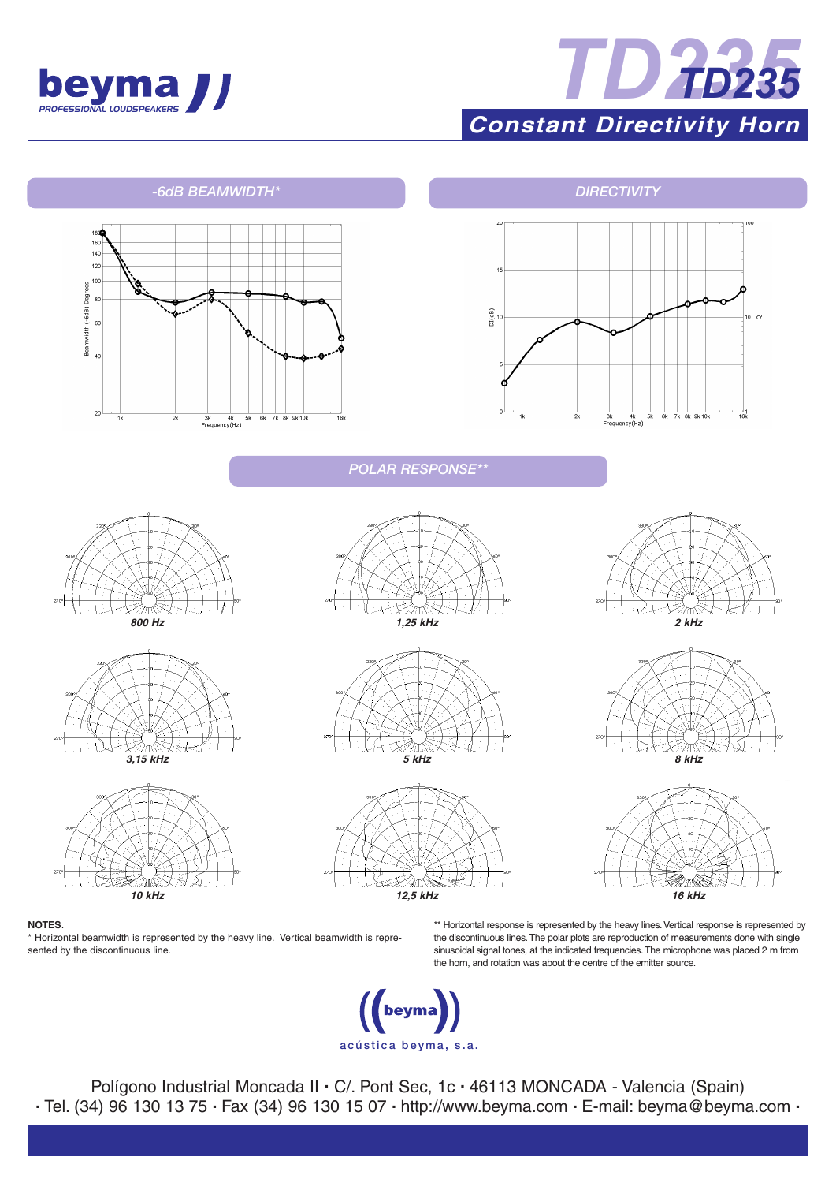beyma
PROFESSIONAL LOUDSPEAKERS

# TD235

## Constant Directivity Horn

### -6dB BEAMWIDTH*

180
160
140
120
100
80
60
40
20
Beamwidth (-6dB) Degrees
1k
2k
3k
4k
5k
6k
7k
8k
9k
10k
16k
Frequency(Hz)

### DIRECTIVITY

20
15
10
5
0
DI(dB)
100
10
1
Q
1k
2k
3k
4k
5k
6k
7k
8k
9k
10k
16k
Frequency(Hz)

### POLAR RESPONSE**

800 Hz

1,25 kHz

2 kHz

3,15 kHz

5 kHz

8 kHz

10 kHz

12,5 kHz

16 kHz

**NOTES**.

* Horizontal beamwidth is represented by the heavy line. Vertical beamwidth is represented by the discontinuous line.

** Horizontal response is represented by the heavy lines. Vertical response is represented by the discontinuous lines. The polar plots are reproduction of measurements done with single sinusoidal signal tones, at the indicated frequencies. The microphone was placed 2 m from the horn, and rotation was about the centre of the emitter source.

beyma
acústica beyma, s.a.

Polígono Industrial Moncada II · C/. Pont Sec, 1c · 46113 MONCADA - Valencia (Spain)
· Tel. (34) 96 130 13 75 · Fax (34) 96 130 15 07 · http://www.beyma.com · E-mail: beyma@beyma.com ·